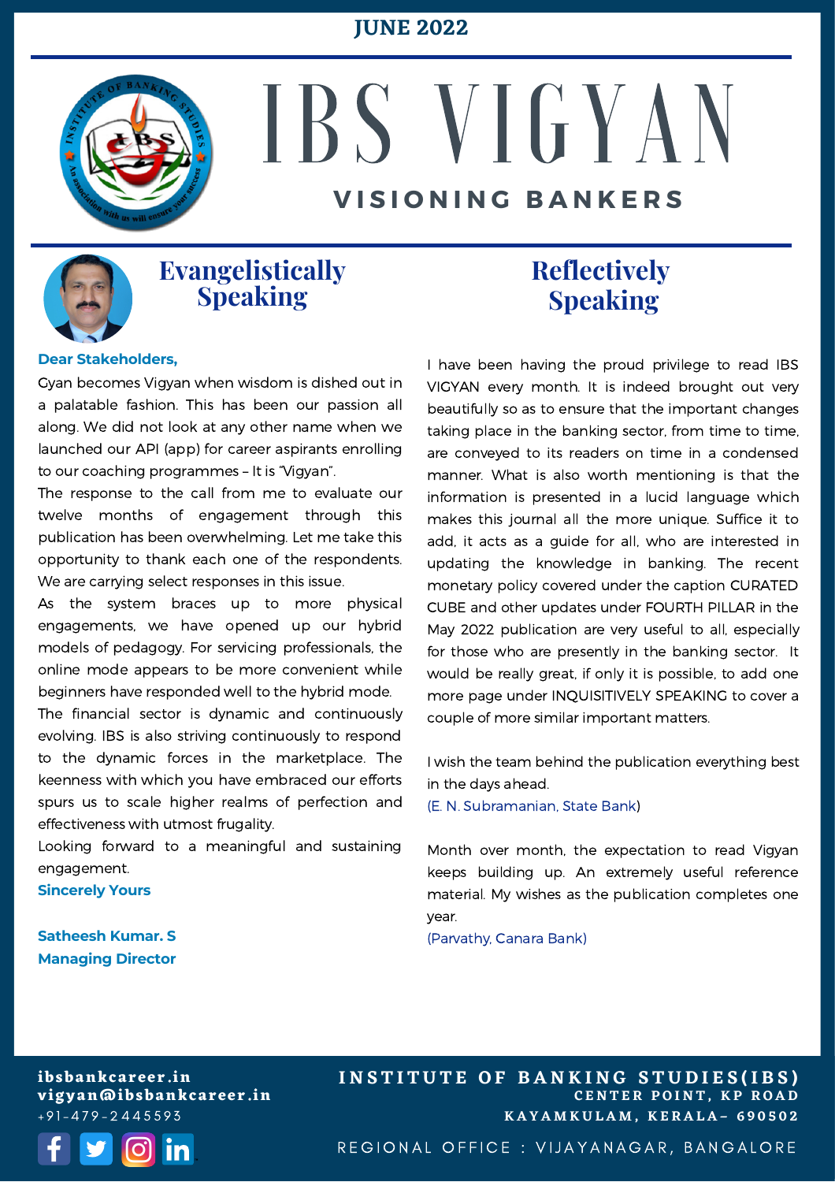JUNE 2022

# IBS VIGYAN

### VISIONING BANKERS

## Evangelistically Speaking

**Dear Stakeholders,**

Gyan becomes Vigyan when wisdom is dished out in a palatable fashion. This has been our passion all along. We did not look at any other name when we launched our API (app) for career aspirants enrolling to our coaching programmes – It is "Vigyan".

The response to the call from me to evaluate our twelve months of engagement through this publication has been overwhelming. Let me take this opportunity to thank each one of the respondents. We are carrying select responses in this issue.

As the system braces up to more physical engagements, we have opened up our hybrid models of pedagogy. For servicing professionals, the online mode appears to be more convenient while beginners have responded well to the hybrid mode.

The financial sector is dynamic and continuously evolving. IBS is also striving continuously to respond to the dynamic forces in the marketplace. The keenness with which you have embraced our efforts spurs us to scale higher realms of perfection and effectiveness with utmost frugality.

Looking forward to a meaningful and sustaining engagement.

**Sincerely Yours**

**Satheesh Kumar. S**
**Managing Director**

## Reflectively Speaking

I have been having the proud privilege to read IBS VIGYAN every month. It is indeed brought out very beautifully so as to ensure that the important changes taking place in the banking sector, from time to time, are conveyed to its readers on time in a condensed manner. What is also worth mentioning is that the information is presented in a lucid language which makes this journal all the more unique. Suffice it to add, it acts as a guide for all, who are interested in updating the knowledge in banking. The recent monetary policy covered under the caption CURATED CUBE and other updates under FOURTH PILLAR in the May 2022 publication are very useful to all, especially for those who are presently in the banking sector. It would be really great, if only it is possible, to add one more page under INQUISITIVELY SPEAKING to cover a couple of more similar important matters.

I wish the team behind the publication everything best in the days ahead.

(E. N. Subramanian, State Bank)

Month over month, the expectation to read Vigyan keeps building up. An extremely useful reference material. My wishes as the publication completes one year.

(Parvathy, Canara Bank)

ibsbankcareer.in
vigyan@ibsbankcareer.in
+91-479-2445593

INSTITUTE OF BANKING STUDIES(IBS)
CENTER POINT, KP ROAD
KAYAMKULAM, KERALA– 690502

REGIONAL OFFICE : VIJAYANAGAR, BANGALORE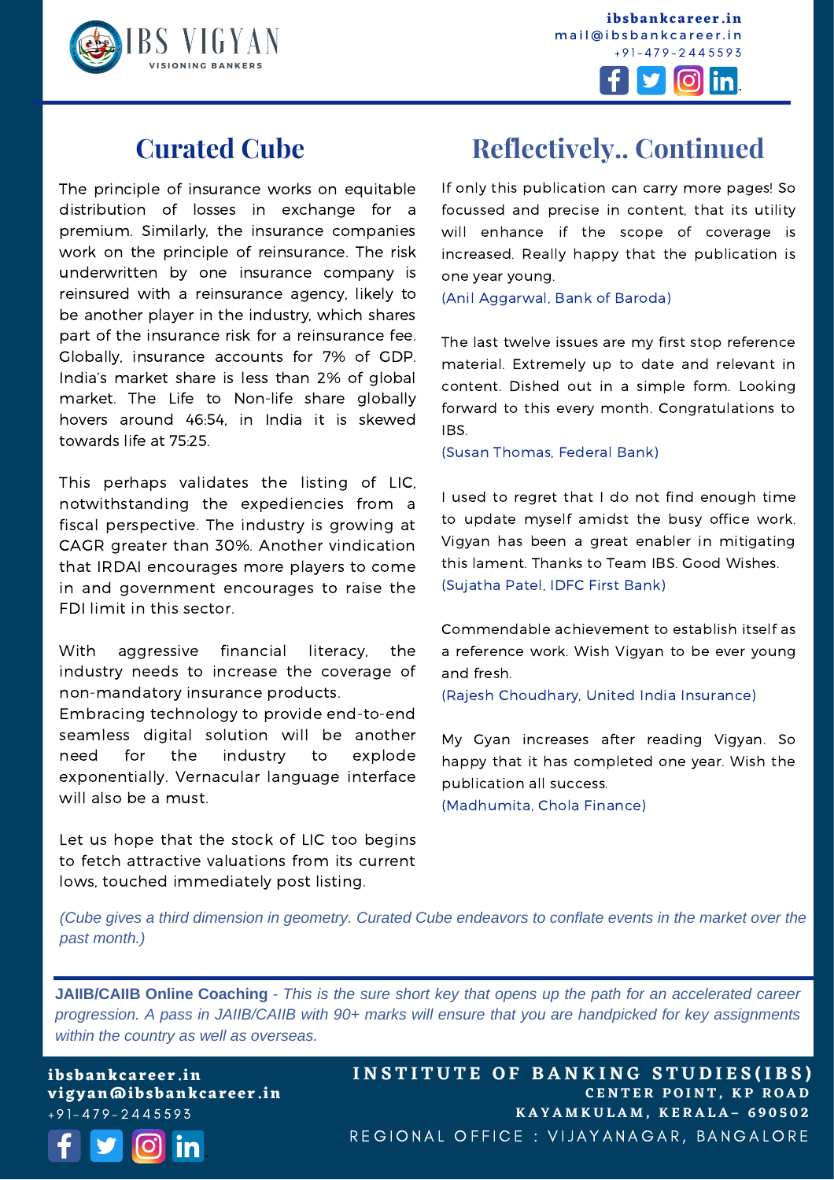## Curated Cube

The principle of insurance works on equitable distribution of losses in exchange for a premium. Similarly, the insurance companies work on the principle of reinsurance. The risk underwritten by one insurance company is reinsured with a reinsurance agency, likely to be another player in the industry, which shares part of the insurance risk for a reinsurance fee. Globally, insurance accounts for 7% of GDP. India's market share is less than 2% of global market. The Life to Non-life share globally hovers around 46:54, in India it is skewed towards life at 75:25.

This perhaps validates the listing of LIC, notwithstanding the expediencies from a fiscal perspective. The industry is growing at CAGR greater than 30%. Another vindication that IRDAI encourages more players to come in and government encourages to raise the FDI limit in this sector.

With aggressive financial literacy, the industry needs to increase the coverage of non-mandatory insurance products.

Embracing technology to provide end-to-end seamless digital solution will be another need for the industry to explode exponentially. Vernacular language interface will also be a must.

Let us hope that the stock of LIC too begins to fetch attractive valuations from its current lows, touched immediately post listing.

*(Cube gives a third dimension in geometry. Curated Cube endeavors to conflate events in the market over the past month.)*

## Reflectively.. Continued

If only this publication can carry more pages! So focussed and precise in content, that its utility will enhance if the scope of coverage is increased. Really happy that the publication is one year young.

(Anil Aggarwal, Bank of Baroda)

The last twelve issues are my first stop reference material. Extremely up to date and relevant in content. Dished out in a simple form. Looking forward to this every month. Congratulations to IBS.

(Susan Thomas, Federal Bank)

I used to regret that I do not find enough time to update myself amidst the busy office work. Vigyan has been a great enabler in mitigating this lament. Thanks to Team IBS. Good Wishes.

(Sujatha Patel, IDFC First Bank)

Commendable achievement to establish itself as a reference work. Wish Vigyan to be ever young and fresh.

(Rajesh Choudhary, United India Insurance)

My Gyan increases after reading Vigyan. So happy that it has completed one year. Wish the publication all success.

(Madhumita, Chola Finance)

**JAIIB/CAIIB Online Coaching** - *This is the sure short key that opens up the path for an accelerated career progression. A pass in JAIIB/CAIIB with 90+ marks will ensure that you are handpicked for key assignments within the country as well as overseas.*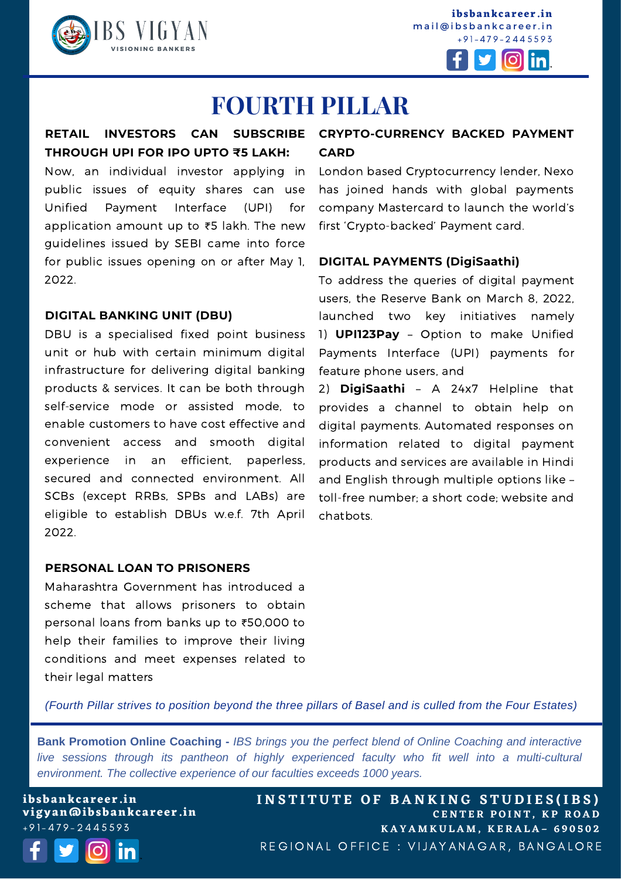# FOURTH PILLAR

### RETAIL INVESTORS CAN SUBSCRIBE THROUGH UPI FOR IPO UPTO ₹5 LAKH:

Now, an individual investor applying in public issues of equity shares can use Unified Payment Interface (UPI) for application amount up to ₹5 lakh. The new guidelines issued by SEBI came into force for public issues opening on or after May 1, 2022.

### DIGITAL BANKING UNIT (DBU)

DBU is a specialised fixed point business unit or hub with certain minimum digital infrastructure for delivering digital banking products & services. It can be both through self-service mode or assisted mode, to enable customers to have cost effective and convenient access and smooth digital experience in an efficient, paperless, secured and connected environment. All SCBs (except RRBs, SPBs and LABs) are eligible to establish DBUs w.e.f. 7th April 2022.

### PERSONAL LOAN TO PRISONERS

Maharashtra Government has introduced a scheme that allows prisoners to obtain personal loans from banks up to ₹50,000 to help their families to improve their living conditions and meet expenses related to their legal matters

### CRYPTO-CURRENCY BACKED PAYMENT CARD

London based Cryptocurrency lender, Nexo has joined hands with global payments company Mastercard to launch the world's first 'Crypto-backed' Payment card.

### DIGITAL PAYMENTS (DigiSaathi)

To address the queries of digital payment users, the Reserve Bank on March 8, 2022, launched two key initiatives namely

1) **UPI123Pay** – Option to make Unified Payments Interface (UPI) payments for feature phone users, and

2) **DigiSaathi** – A 24x7 Helpline that provides a channel to obtain help on digital payments. Automated responses on information related to digital payment products and services are available in Hindi and English through multiple options like – toll-free number; a short code; website and chatbots.

*(Fourth Pillar strives to position beyond the three pillars of Basel and is culled from the Four Estates)*

**Bank Promotion Online Coaching -** *IBS brings you the perfect blend of Online Coaching and interactive live sessions through its pantheon of highly experienced faculty who fit well into a multi-cultural environment. The collective experience of our faculties exceeds 1000 years.*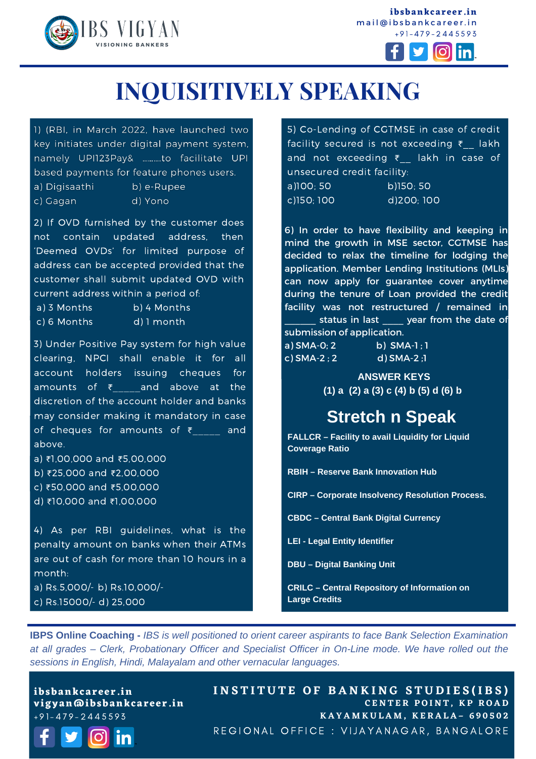# INQUISITIVELY SPEAKING

1) (RBI, in March 2022, have launched two key initiates under digital payment system, namely UPI123Pay& .........to facilitate UPI based payments for feature phones users.

a) Digisaathi b) e-Rupee
c) Gagan d) Yono

2) If OVD furnished by the customer does not contain updated address, then 'Deemed OVDs' for limited purpose of address can be accepted provided that the customer shall submit updated OVD with current address within a period of:

a) 3 Months b) 4 Months
c) 6 Months d) 1 month

3) Under Positive Pay system for high value clearing, NPCI shall enable it for all account holders issuing cheques for amounts of ₹_____and above at the discretion of the account holder and banks may consider making it mandatory in case of cheques for amounts of ₹_____ and above.

a) ₹1,00,000 and ₹5,00,000
b) ₹25,000 and ₹2,00,000
c) ₹50,000 and ₹5,00,000
d) ₹10,000 and ₹1,00,000

4) As per RBI guidelines, what is the penalty amount on banks when their ATMs are out of cash for more than 10 hours in a month:

a) Rs.5,000/- b) Rs.10,000/-
c) Rs.15000/- d) 25,000

5) Co-Lending of CGTMSE in case of credit facility secured is not exceeding ₹__ lakh and not exceeding ₹__ lakh in case of unsecured credit facility:

a)100; 50 b)150; 50
c)150; 100 d)200; 100

6) In order to have flexibility and keeping in mind the growth in MSE sector, CGTMSE has decided to relax the timeline for lodging the application. Member Lending Institutions (MLIs) can now apply for guarantee cover anytime during the tenure of Loan provided the credit facility was not restructured / remained in ______ status in last ____ year from the date of submission of application.

a) SMA-0; 2 b) SMA-1 ; 1
c) SMA-2 ; 2 d) SMA-2 ;1

**ANSWER KEYS**

**(1) a (2) a (3) c (4) b (5) d (6) b**

## Stretch n Speak

**FALLCR – Facility to avail Liquidity for Liquid Coverage Ratio**

**RBIH – Reserve Bank Innovation Hub**

**CIRP – Corporate Insolvency Resolution Process.**

**CBDC – Central Bank Digital Currency**

**LEI - Legal Entity Identifier**

**DBU – Digital Banking Unit**

**CRILC – Central Repository of Information on Large Credits**

**IBPS Online Coaching -** *IBS is well positioned to orient career aspirants to face Bank Selection Examination at all grades – Clerk, Probationary Officer and Specialist Officer in On-Line mode. We have rolled out the sessions in English, Hindi, Malayalam and other vernacular languages.*

**ibsbankcareer.in**
**vigyan@ibsbankcareer.in**
+91-479-2445593

**INSTITUTE OF BANKING STUDIES(IBS)**
**CENTER POINT, KP ROAD**
**KAYAMKULAM, KERALA– 690502**
REGIONAL OFFICE : VIJAYANAGAR, BANGALORE